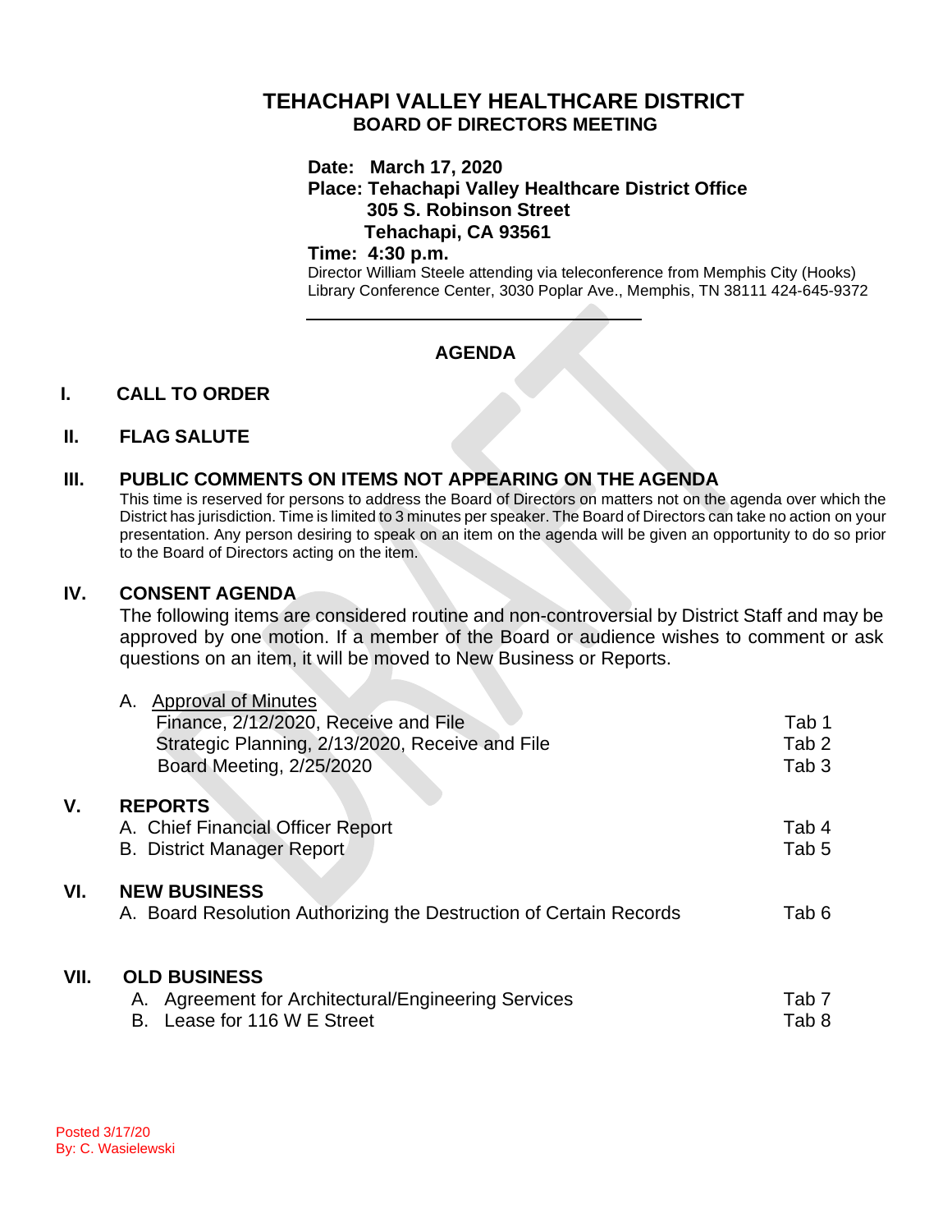# TEHACHAPI VALLEY HEALTHCARE DISTRICT
## BOARD OF DIRECTORS MEETING

**Date: March 17, 2020**
**Place: Tehachapi Valley Healthcare District Office**
**305 S. Robinson Street**
**Tehachapi, CA 93561**
**Time: 4:30 p.m.**
Director William Steele attending via teleconference from Memphis City (Hooks) Library Conference Center, 3030 Poplar Ave., Memphis, TN 38111 424-645-9372

---

## AGENDA

### I. CALL TO ORDER

### II. FLAG SALUTE

### III. PUBLIC COMMENTS ON ITEMS NOT APPEARING ON THE AGENDA

This time is reserved for persons to address the Board of Directors on matters not on the agenda over which the District has jurisdiction. Time is limited to 3 minutes per speaker. The Board of Directors can take no action on your presentation. Any person desiring to speak on an item on the agenda will be given an opportunity to do so prior to the Board of Directors acting on the item.

### IV. CONSENT AGENDA

The following items are considered routine and non-controversial by District Staff and may be approved by one motion. If a member of the Board or audience wishes to comment or ask questions on an item, it will be moved to New Business or Reports.

A. Approval of Minutes

| | |
|---|---|
| Finance, 2/12/2020, Receive and File | Tab 1 |
| Strategic Planning, 2/13/2020, Receive and File | Tab 2 |
| Board Meeting, 2/25/2020 | Tab 3 |

### V. REPORTS

| | |
|---|---|
| A. Chief Financial Officer Report | Tab 4 |
| B. District Manager Report | Tab 5 |

### VI. NEW BUSINESS

| | |
|---|---|
| A. Board Resolution Authorizing the Destruction of Certain Records | Tab 6 |

### VII. OLD BUSINESS

| | |
|---|---|
| A. Agreement for Architectural/Engineering Services | Tab 7 |
| B. Lease for 116 W E Street | Tab 8 |

Posted 3/17/20
By: C. Wasielewski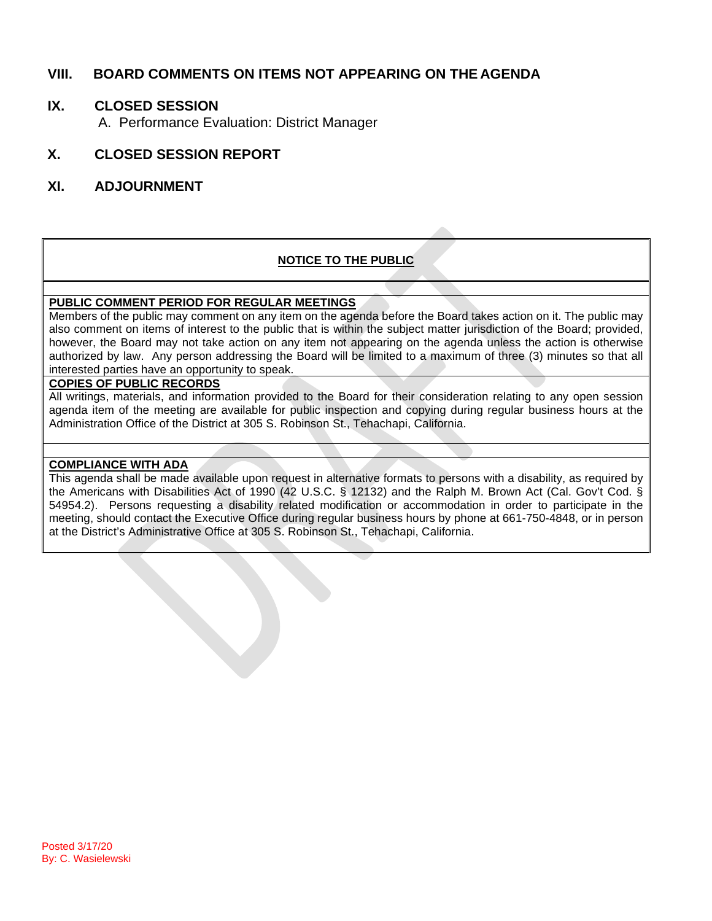## VIII. BOARD COMMENTS ON ITEMS NOT APPEARING ON THE AGENDA

## IX. CLOSED SESSION

A. Performance Evaluation: District Manager

## X. CLOSED SESSION REPORT

## XI. ADJOURNMENT

**NOTICE TO THE PUBLIC**

**PUBLIC COMMENT PERIOD FOR REGULAR MEETINGS**

Members of the public may comment on any item on the agenda before the Board takes action on it. The public may also comment on items of interest to the public that is within the subject matter jurisdiction of the Board; provided, however, the Board may not take action on any item not appearing on the agenda unless the action is otherwise authorized by law. Any person addressing the Board will be limited to a maximum of three (3) minutes so that all interested parties have an opportunity to speak.

**COPIES OF PUBLIC RECORDS**

All writings, materials, and information provided to the Board for their consideration relating to any open session agenda item of the meeting are available for public inspection and copying during regular business hours at the Administration Office of the District at 305 S. Robinson St., Tehachapi, California.

**COMPLIANCE WITH ADA**

This agenda shall be made available upon request in alternative formats to persons with a disability, as required by the Americans with Disabilities Act of 1990 (42 U.S.C. § 12132) and the Ralph M. Brown Act (Cal. Gov't Cod. § 54954.2). Persons requesting a disability related modification or accommodation in order to participate in the meeting, should contact the Executive Office during regular business hours by phone at 661-750-4848, or in person at the District's Administrative Office at 305 S. Robinson St., Tehachapi, California.

Posted 3/17/20
By: C. Wasielewski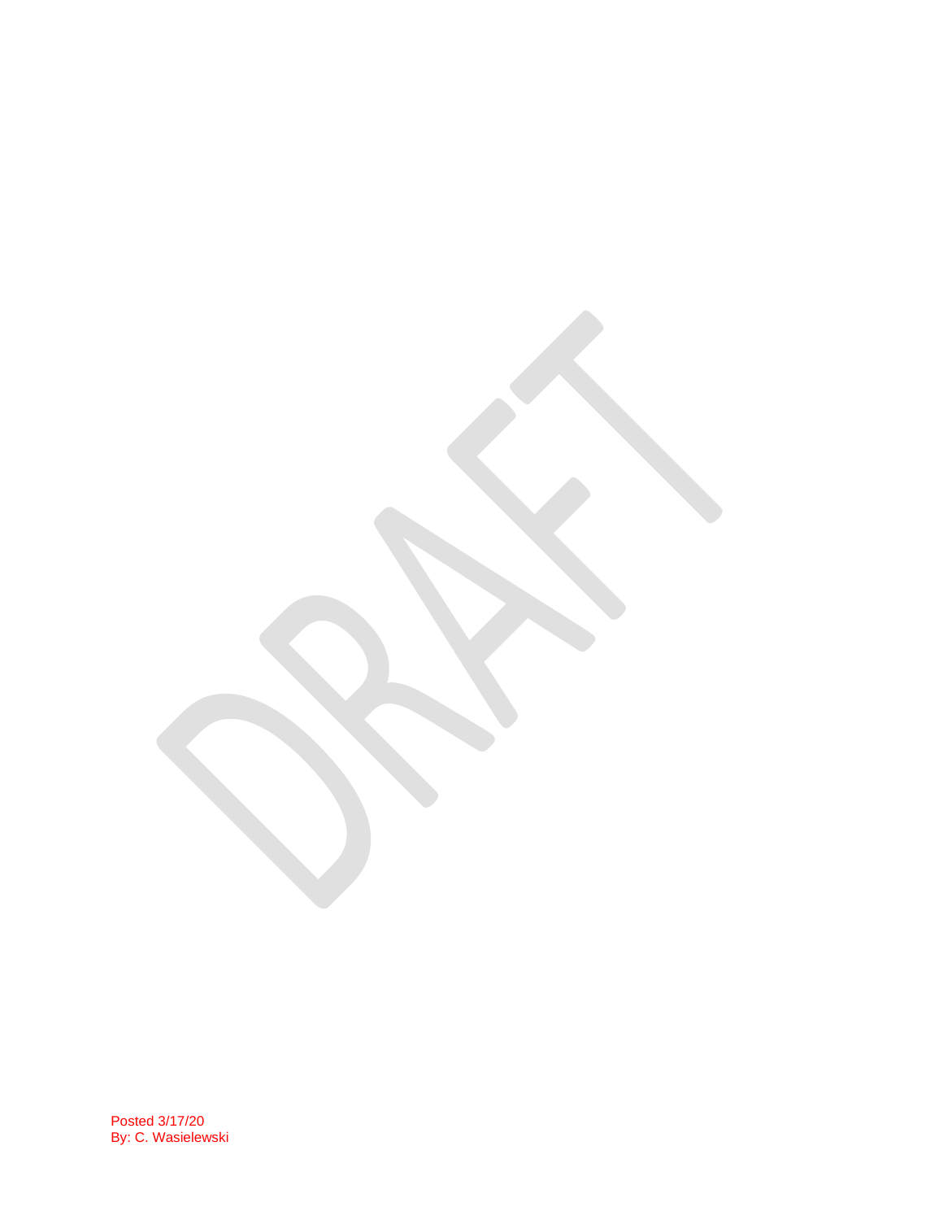DRAFT

Posted 3/17/20
By: C. Wasielewski